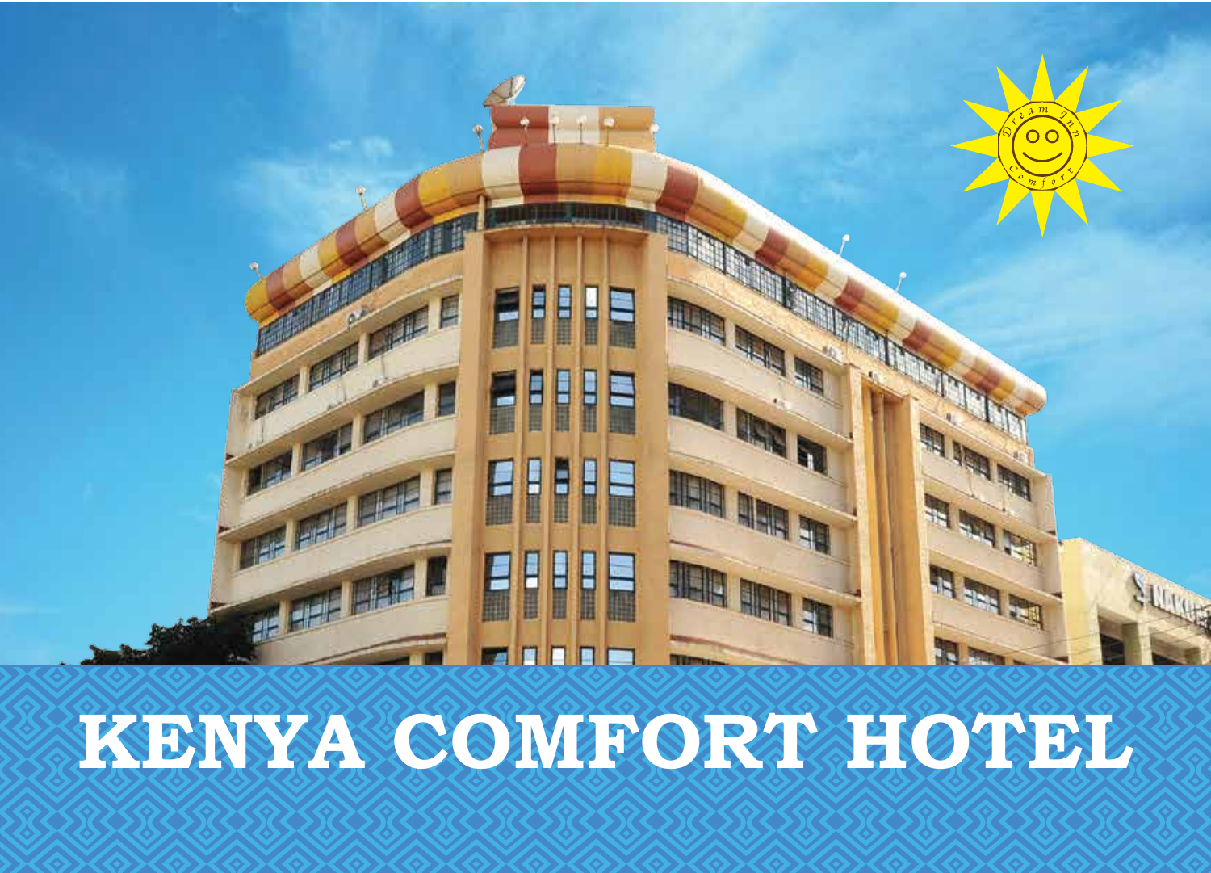# KENYA COMFORT HOTEL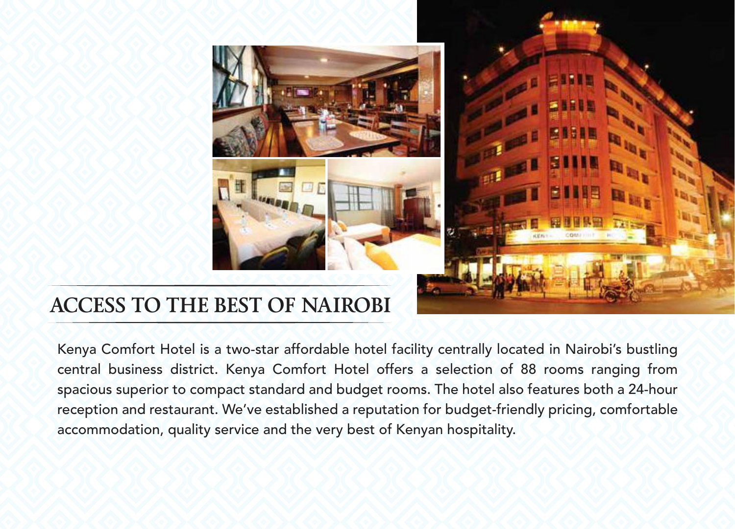## ACCESS TO THE BEST OF NAIROBI

Kenya Comfort Hotel is a two-star affordable hotel facility centrally located in Nairobi's bustling central business district. Kenya Comfort Hotel offers a selection of 88 rooms ranging from spacious superior to compact standard and budget rooms. The hotel also features both a 24-hour reception and restaurant. We've established a reputation for budget-friendly pricing, comfortable accommodation, quality service and the very best of Kenyan hospitality.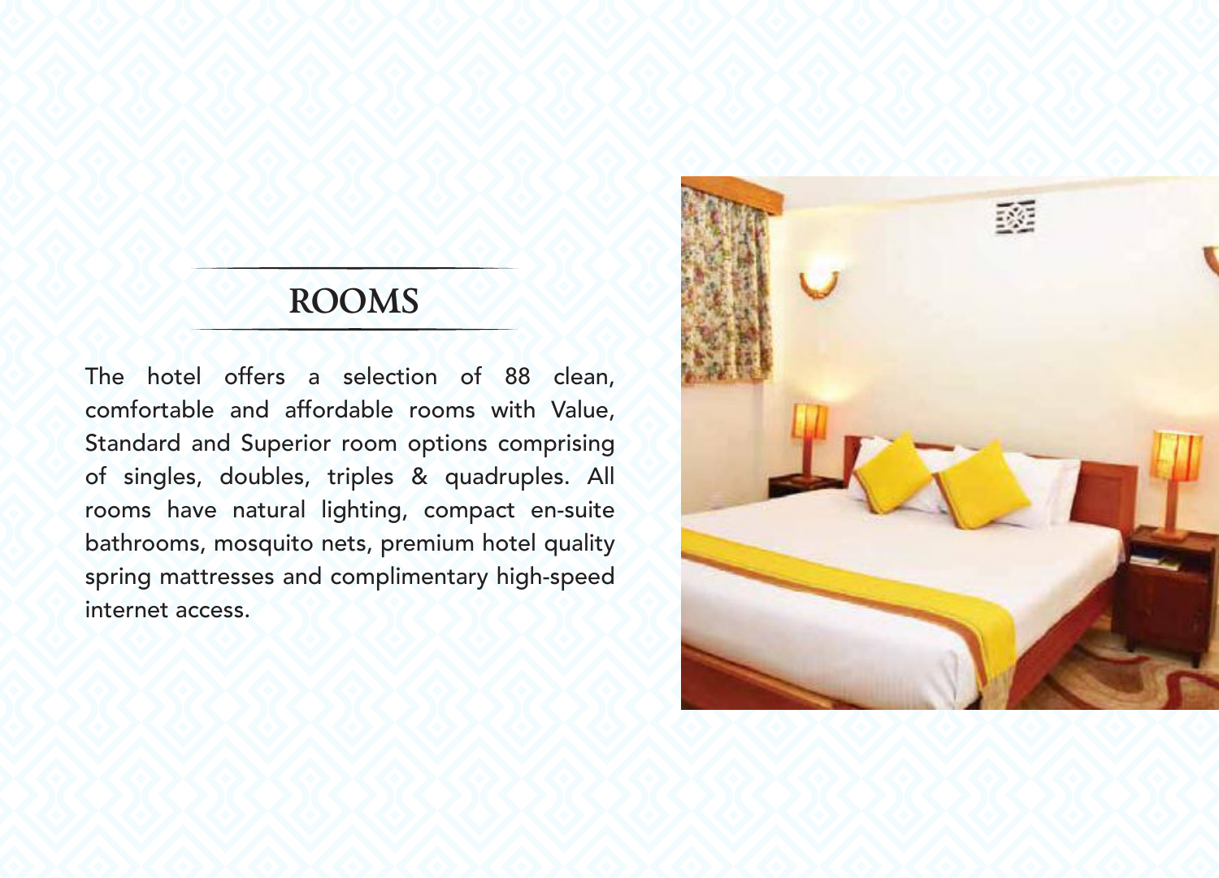## ROOMS

The hotel offers a selection of 88 clean, comfortable and affordable rooms with Value, Standard and Superior room options comprising of singles, doubles, triples & quadruples. All rooms have natural lighting, compact en-suite bathrooms, mosquito nets, premium hotel quality spring mattresses and complimentary high-speed internet access.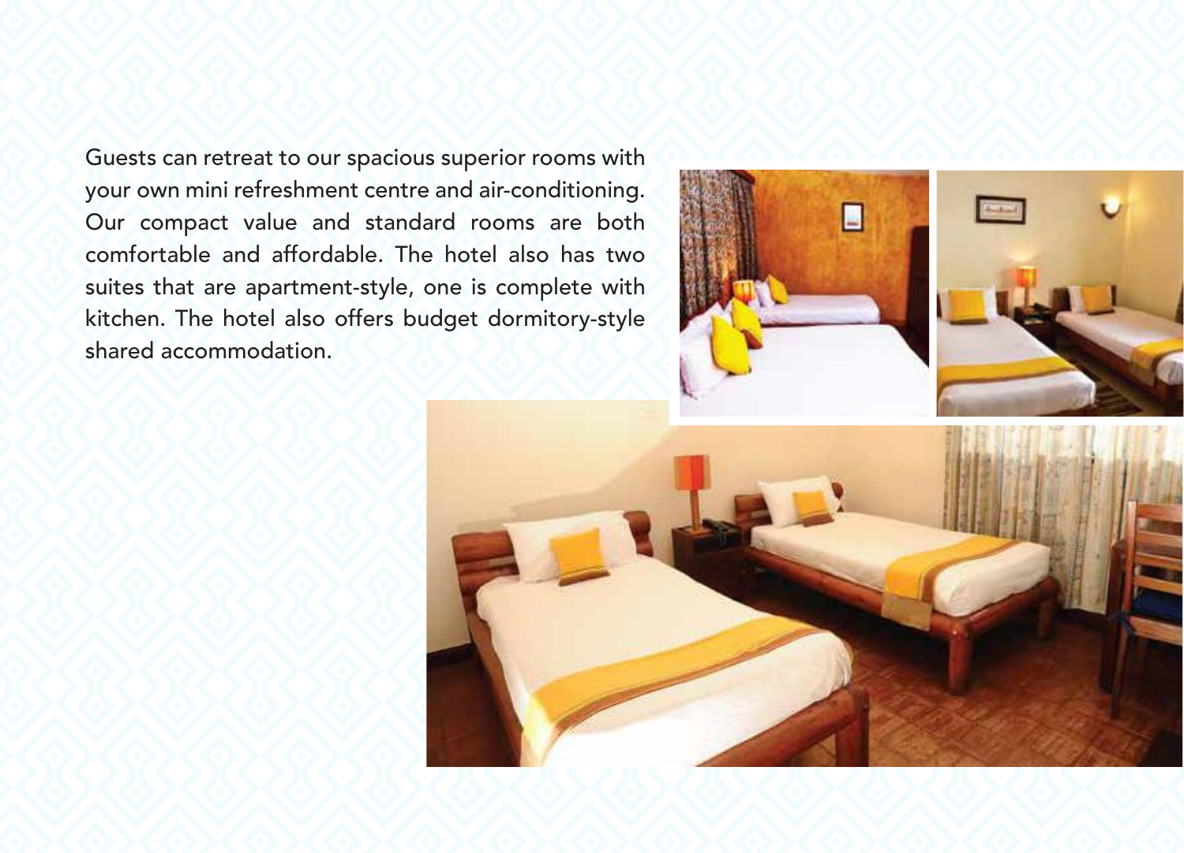Guests can retreat to our spacious superior rooms with your own mini refreshment centre and air-conditioning. Our compact value and standard rooms are both comfortable and affordable. The hotel also has two suites that are apartment-style, one is complete with kitchen. The hotel also offers budget dormitory-style shared accommodation.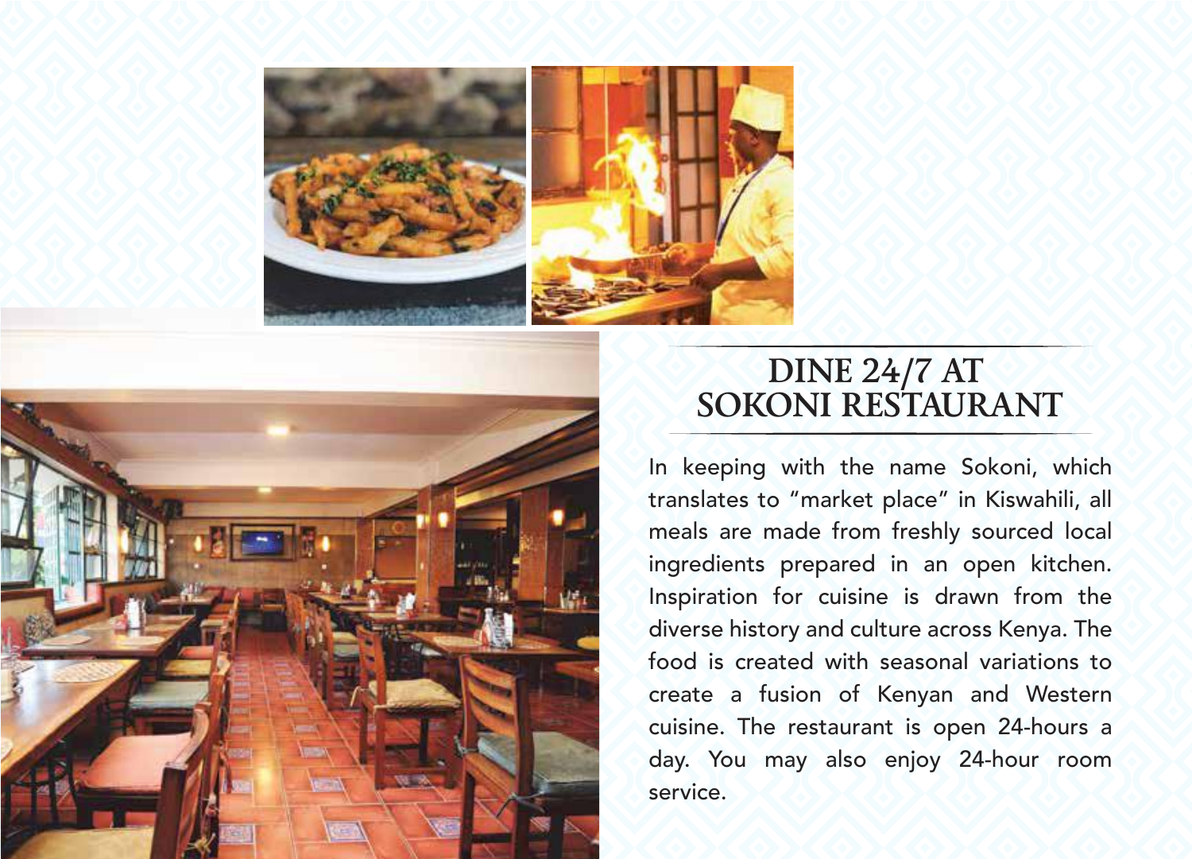# DINE 24/7 AT SOKONI RESTAURANT

In keeping with the name Sokoni, which translates to "market place" in Kiswahili, all meals are made from freshly sourced local ingredients prepared in an open kitchen. Inspiration for cuisine is drawn from the diverse history and culture across Kenya. The food is created with seasonal variations to create a fusion of Kenyan and Western cuisine. The restaurant is open 24-hours a day. You may also enjoy 24-hour room service.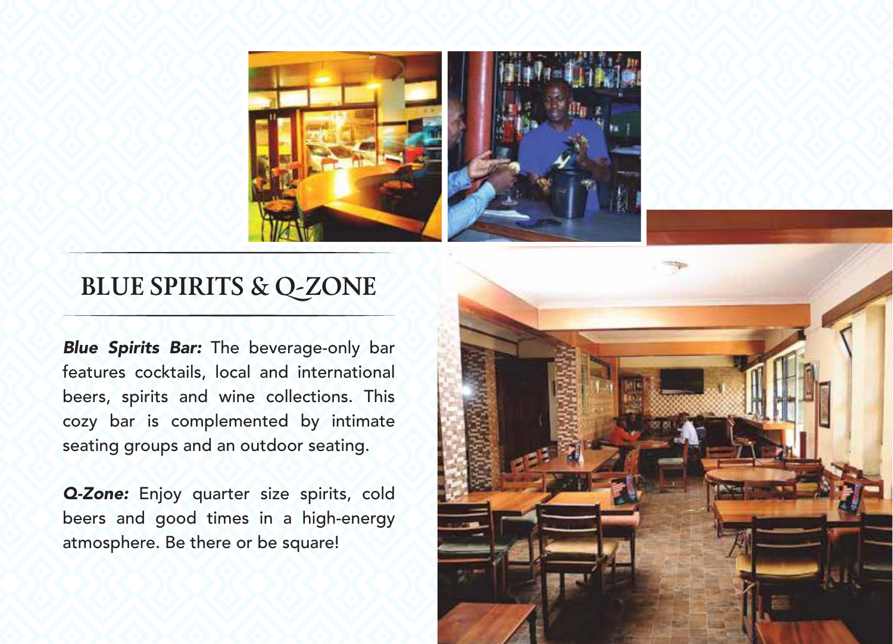# BLUE SPIRITS & Q-ZONE

***Blue Spirits Bar:*** The beverage-only bar features cocktails, local and international beers, spirits and wine collections. This cozy bar is complemented by intimate seating groups and an outdoor seating.

***Q-Zone:*** Enjoy quarter size spirits, cold beers and good times in a high-energy atmosphere. Be there or be square!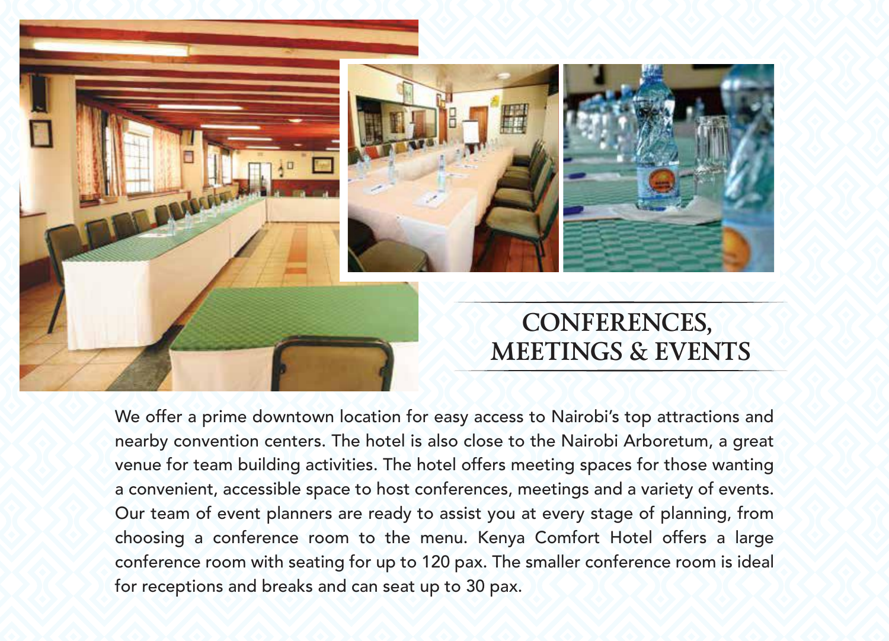# CONFERENCES, MEETINGS & EVENTS

We offer a prime downtown location for easy access to Nairobi's top attractions and nearby convention centers. The hotel is also close to the Nairobi Arboretum, a great venue for team building activities. The hotel offers meeting spaces for those wanting a convenient, accessible space to host conferences, meetings and a variety of events. Our team of event planners are ready to assist you at every stage of planning, from choosing a conference room to the menu. Kenya Comfort Hotel offers a large conference room with seating for up to 120 pax. The smaller conference room is ideal for receptions and breaks and can seat up to 30 pax.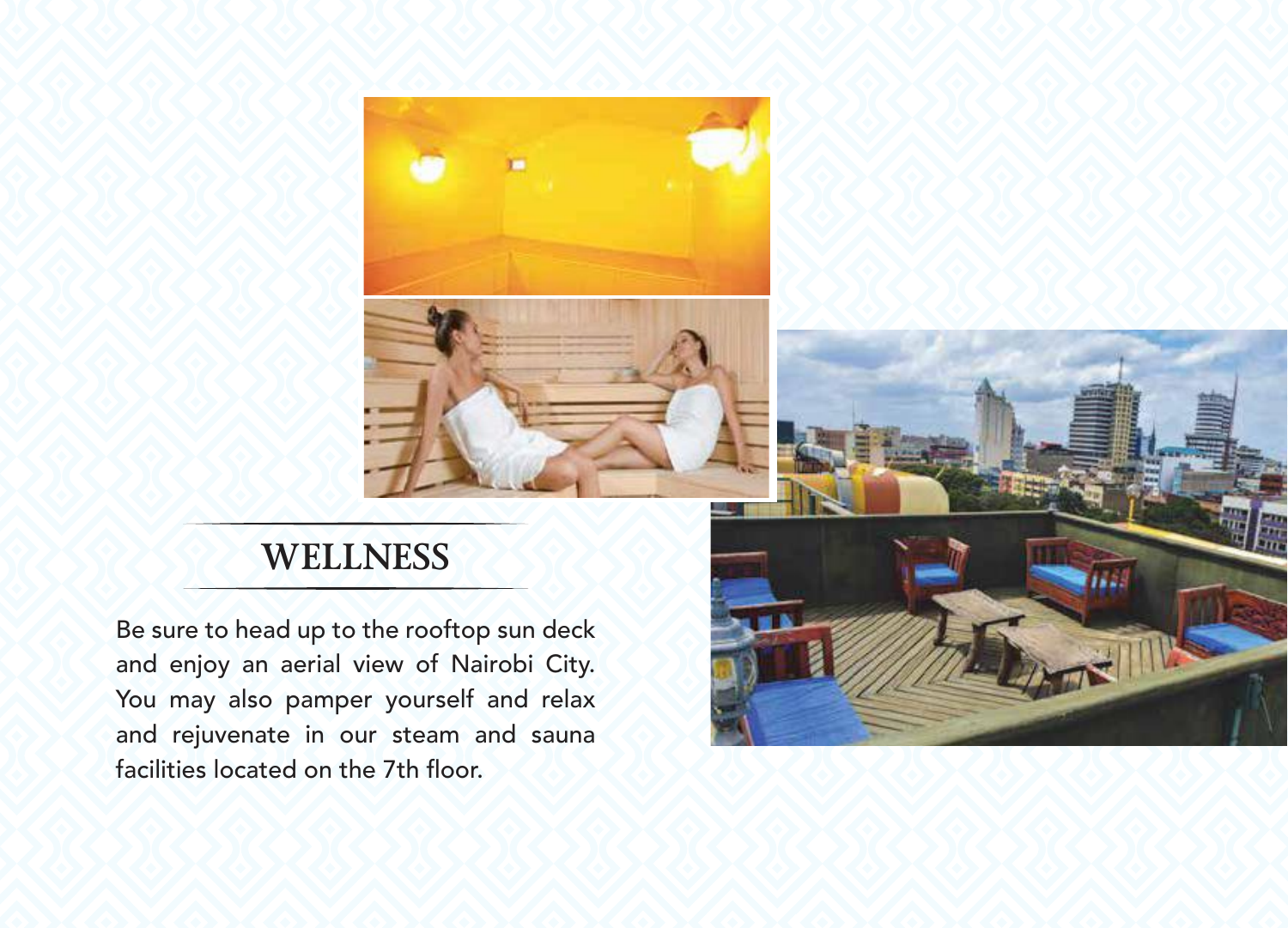## WELLNESS

Be sure to head up to the rooftop sun deck and enjoy an aerial view of Nairobi City. You may also pamper yourself and relax and rejuvenate in our steam and sauna facilities located on the 7th floor.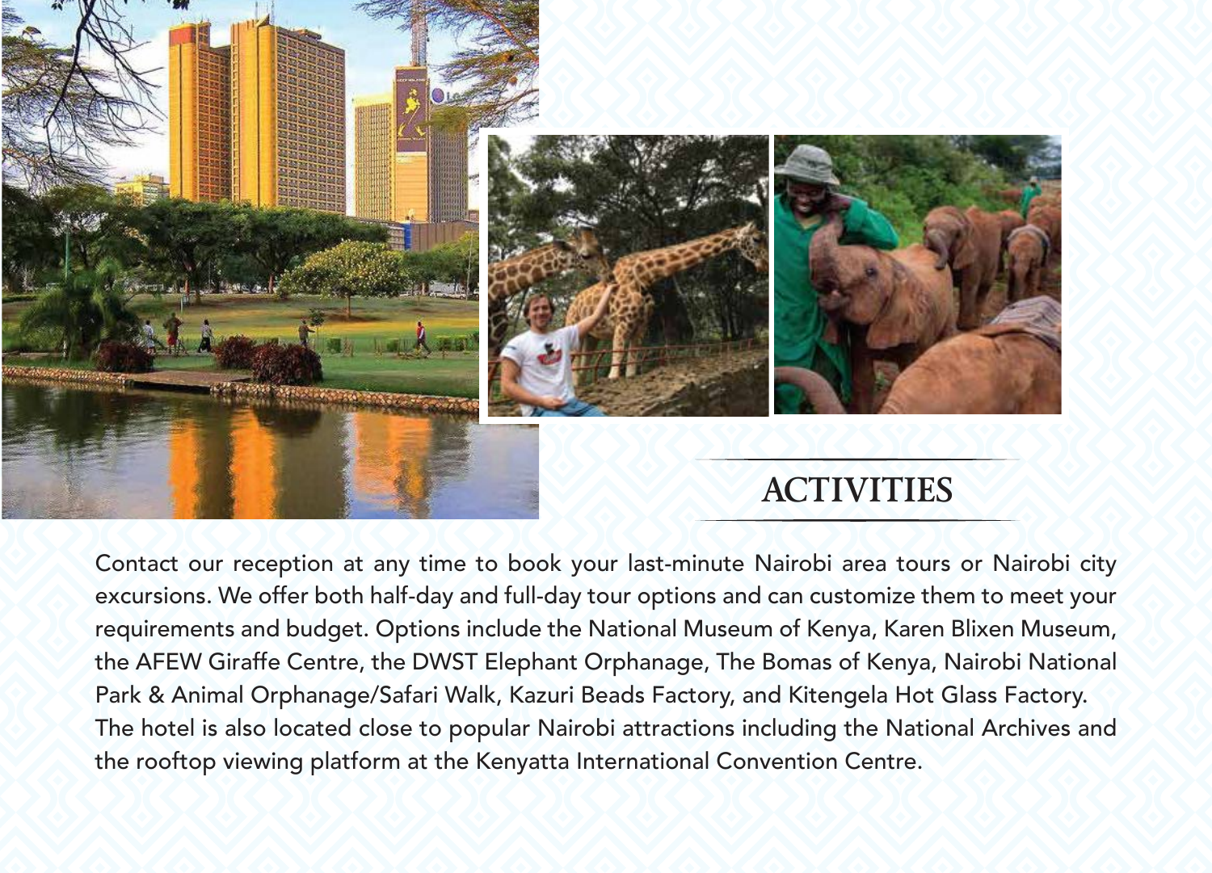# ACTIVITIES

Contact our reception at any time to book your last-minute Nairobi area tours or Nairobi city excursions. We offer both half-day and full-day tour options and can customize them to meet your requirements and budget. Options include the National Museum of Kenya, Karen Blixen Museum, the AFEW Giraffe Centre, the DWST Elephant Orphanage, The Bomas of Kenya, Nairobi National Park & Animal Orphanage/Safari Walk, Kazuri Beads Factory, and Kitengela Hot Glass Factory. The hotel is also located close to popular Nairobi attractions including the National Archives and the rooftop viewing platform at the Kenyatta International Convention Centre.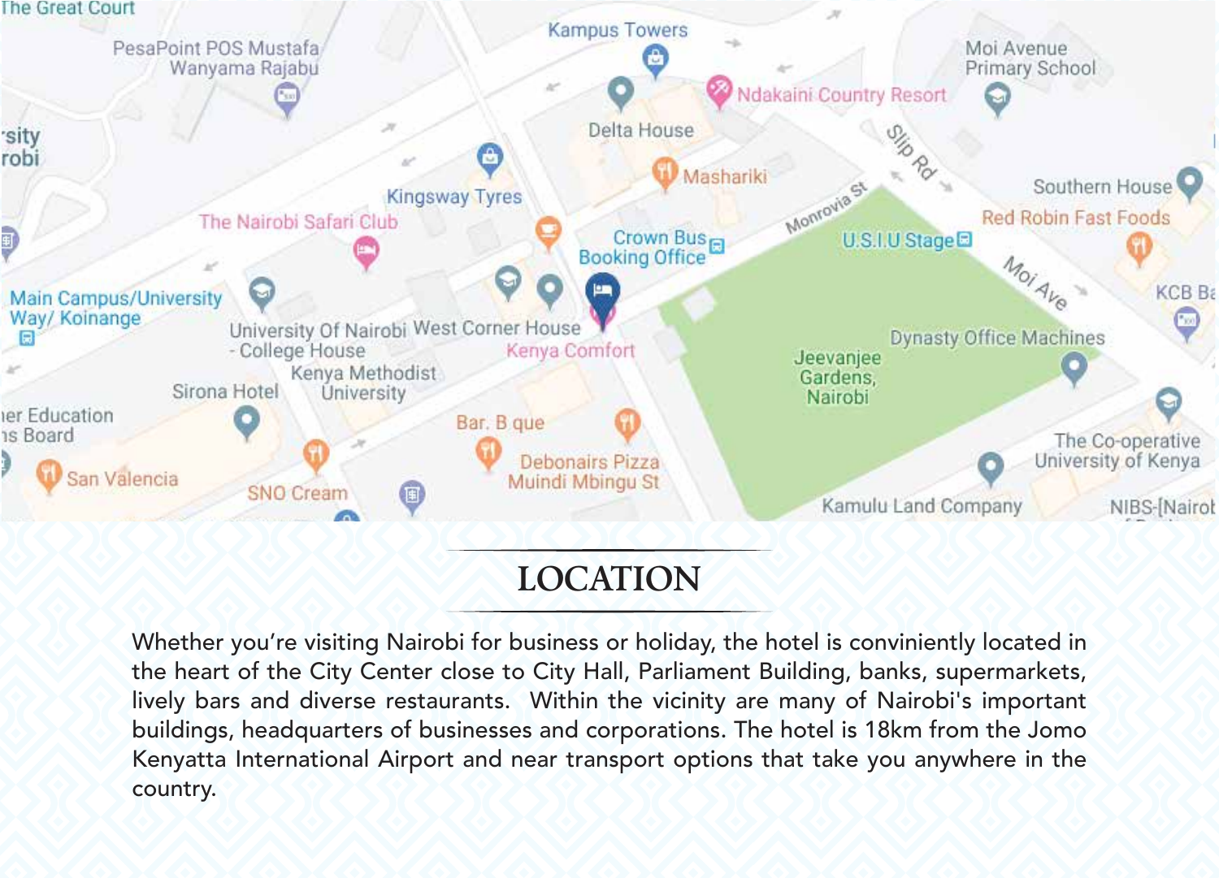## LOCATION

Whether you're visiting Nairobi for business or holiday, the hotel is conviniently located in the heart of the City Center close to City Hall, Parliament Building, banks, supermarkets, lively bars and diverse restaurants. Within the vicinity are many of Nairobi's important buildings, headquarters of businesses and corporations. The hotel is 18km from the Jomo Kenyatta International Airport and near transport options that take you anywhere in the country.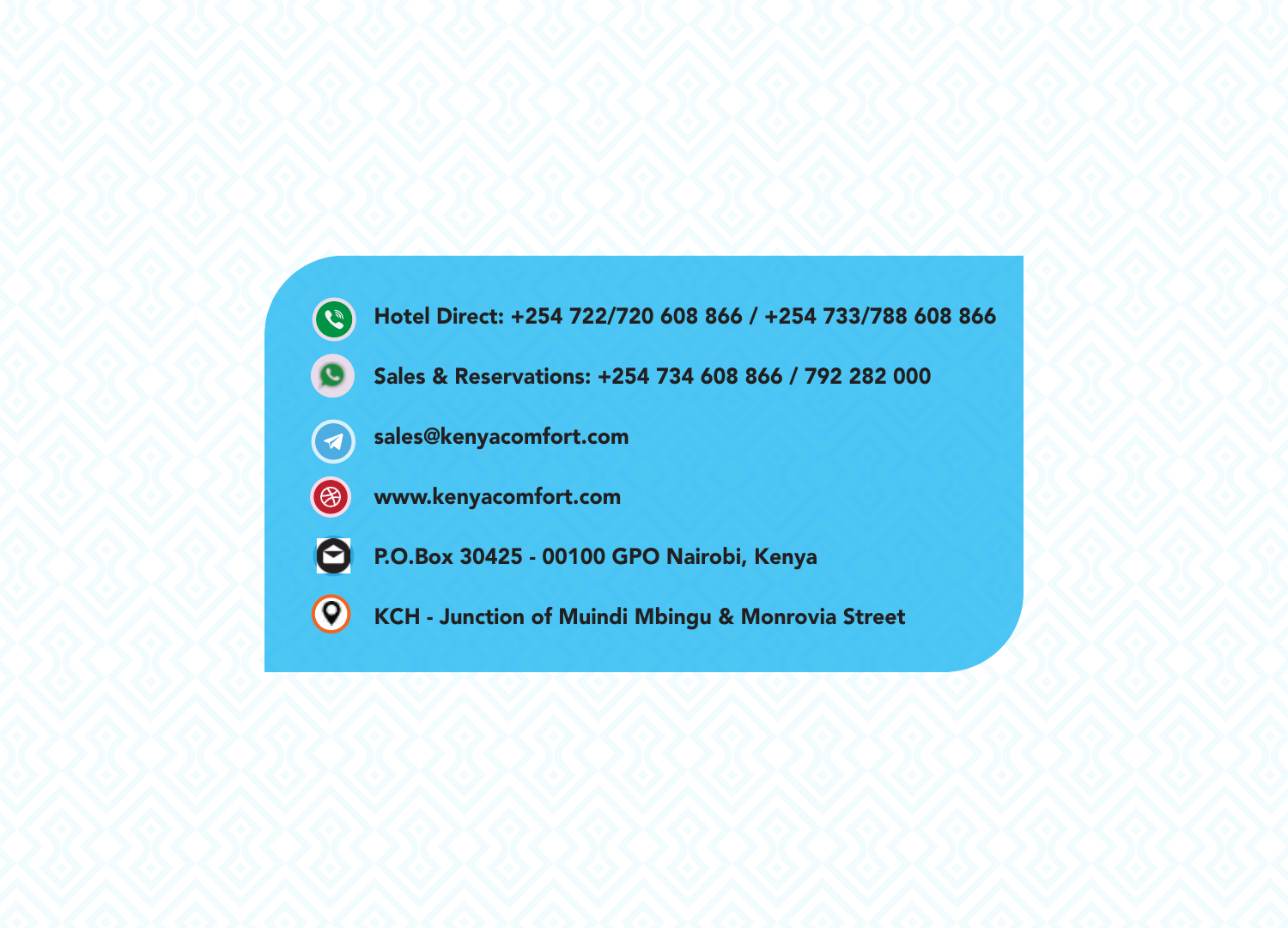Hotel Direct: +254 722/720 608 866 / +254 733/788 608 866

Sales & Reservations: +254 734 608 866 / 792 282 000

sales@kenyacomfort.com

www.kenyacomfort.com

P.O.Box 30425 - 00100 GPO Nairobi, Kenya

KCH - Junction of Muindi Mbingu & Monrovia Street